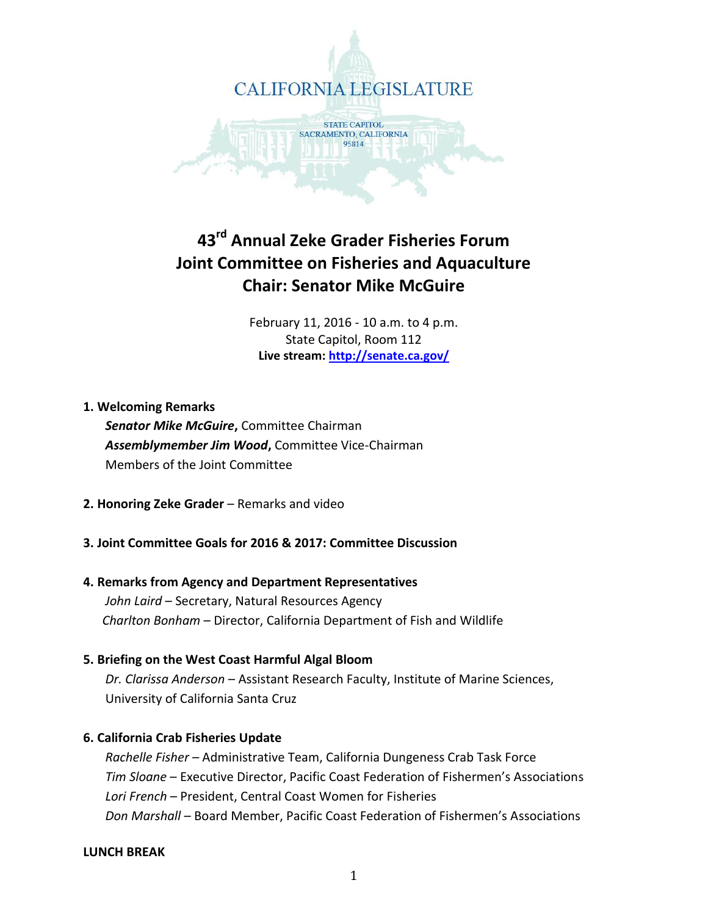CALIFORNIA LEGISLATURE

STATE CAPITOL
SACRAMENTO, CALIFORNIA
95814

# 43rd Annual Zeke Grader Fisheries Forum
# Joint Committee on Fisheries and Aquaculture
# Chair: Senator Mike McGuire

February 11, 2016 - 10 a.m. to 4 p.m.
State Capitol, Room 112
**Live stream: http://senate.ca.gov/**

**1. Welcoming Remarks**

***Senator Mike McGuire*****,** Committee Chairman
***Assemblymember Jim Wood*****,** Committee Vice-Chairman
Members of the Joint Committee

**2. Honoring Zeke Grader** – Remarks and video

**3. Joint Committee Goals for 2016 & 2017: Committee Discussion**

**4. Remarks from Agency and Department Representatives**

*John Laird* – Secretary, Natural Resources Agency
*Charlton Bonham* – Director, California Department of Fish and Wildlife

**5. Briefing on the West Coast Harmful Algal Bloom**

*Dr. Clarissa Anderson* – Assistant Research Faculty, Institute of Marine Sciences, University of California Santa Cruz

**6. California Crab Fisheries Update**

*Rachelle Fisher* – Administrative Team, California Dungeness Crab Task Force
*Tim Sloane* – Executive Director, Pacific Coast Federation of Fishermen's Associations
*Lori French* – President, Central Coast Women for Fisheries
*Don Marshall* – Board Member, Pacific Coast Federation of Fishermen's Associations

**LUNCH BREAK**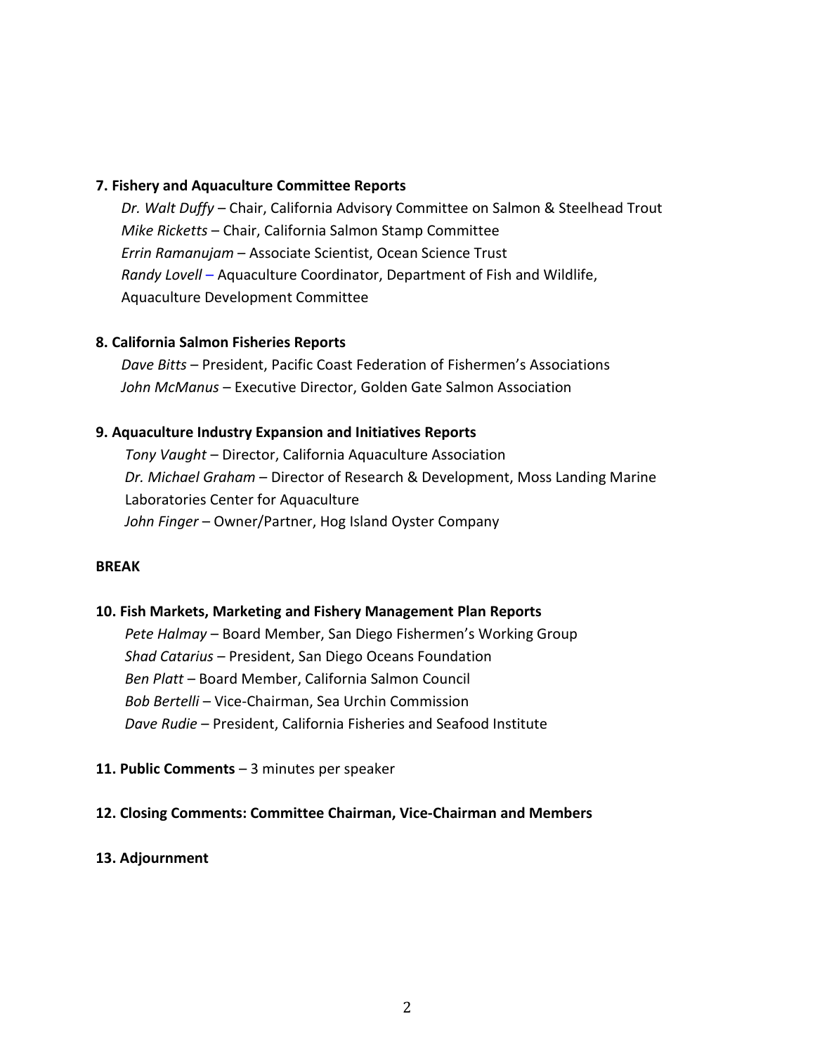**7. Fishery and Aquaculture Committee Reports**

*Dr. Walt Duffy* – Chair, California Advisory Committee on Salmon & Steelhead Trout
*Mike Ricketts* – Chair, California Salmon Stamp Committee
*Errin Ramanujam* – Associate Scientist, Ocean Science Trust
*Randy Lovell* – Aquaculture Coordinator, Department of Fish and Wildlife, Aquaculture Development Committee

**8. California Salmon Fisheries Reports**

*Dave Bitts* – President, Pacific Coast Federation of Fishermen's Associations
*John McManus* – Executive Director, Golden Gate Salmon Association

**9. Aquaculture Industry Expansion and Initiatives Reports**

*Tony Vaught* – Director, California Aquaculture Association
*Dr. Michael Graham* – Director of Research & Development, Moss Landing Marine Laboratories Center for Aquaculture
*John Finger* – Owner/Partner, Hog Island Oyster Company

**BREAK**

**10. Fish Markets, Marketing and Fishery Management Plan Reports**

*Pete Halmay* – Board Member, San Diego Fishermen's Working Group
*Shad Catarius* – President, San Diego Oceans Foundation
*Ben Platt* – Board Member, California Salmon Council
*Bob Bertelli* – Vice-Chairman, Sea Urchin Commission
*Dave Rudie* – President, California Fisheries and Seafood Institute

**11. Public Comments** – 3 minutes per speaker

**12. Closing Comments: Committee Chairman, Vice-Chairman and Members**

**13. Adjournment**